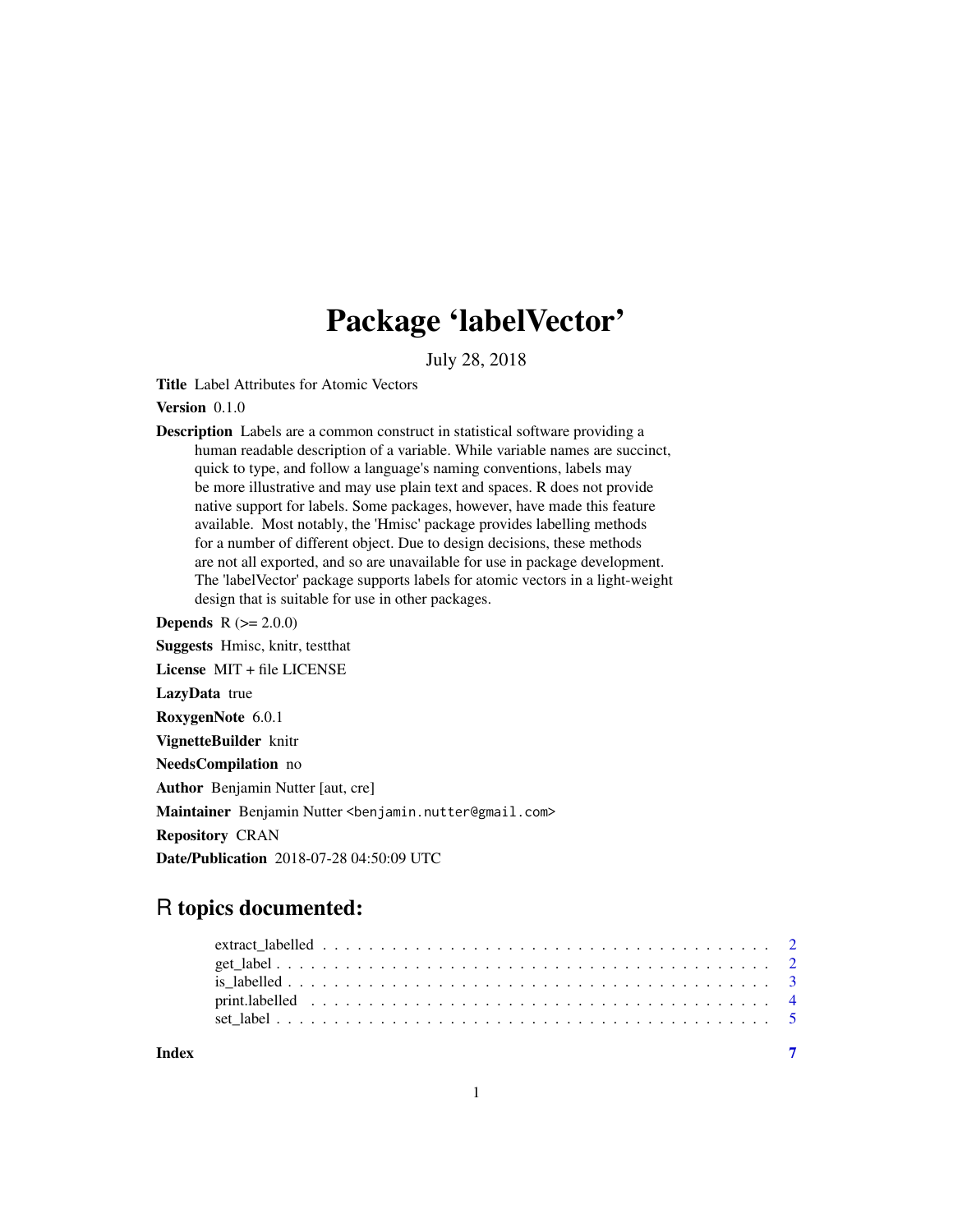# Package 'labelVector'

July 28, 2018

**Title** Label Attributes for Atomic Vectors

**Version** 0.1.0

**Description** Labels are a common construct in statistical software providing a human readable description of a variable. While variable names are succinct, quick to type, and follow a language's naming conventions, labels may be more illustrative and may use plain text and spaces. R does not provide native support for labels. Some packages, however, have made this feature available. Most notably, the 'Hmisc' package provides labelling methods for a number of different object. Due to design decisions, these methods are not all exported, and so are unavailable for use in package development. The 'labelVector' package supports labels for atomic vectors in a light-weight design that is suitable for use in other packages.

**Depends** R (>= 2.0.0)

**Suggests** Hmisc, knitr, testthat

**License** MIT + file LICENSE

**LazyData** true

**RoxygenNote** 6.0.1

**VignetteBuilder** knitr

**NeedsCompilation** no

**Author** Benjamin Nutter [aut, cre]

**Maintainer** Benjamin Nutter <benjamin.nutter@gmail.com>

**Repository** CRAN

**Date/Publication** 2018-07-28 04:50:09 UTC

## R topics documented:

- extract_labelled . . . . . . . . . . . . . . . . . . . . . . . . . . . . . . . . . . . . . . . 2
- get_label . . . . . . . . . . . . . . . . . . . . . . . . . . . . . . . . . . . . . . . . . . . 2
- is_labelled . . . . . . . . . . . . . . . . . . . . . . . . . . . . . . . . . . . . . . . . . . 3
- print.labelled . . . . . . . . . . . . . . . . . . . . . . . . . . . . . . . . . . . . . . . . 4
- set_label . . . . . . . . . . . . . . . . . . . . . . . . . . . . . . . . . . . . . . . . . . . 5

**Index** **7**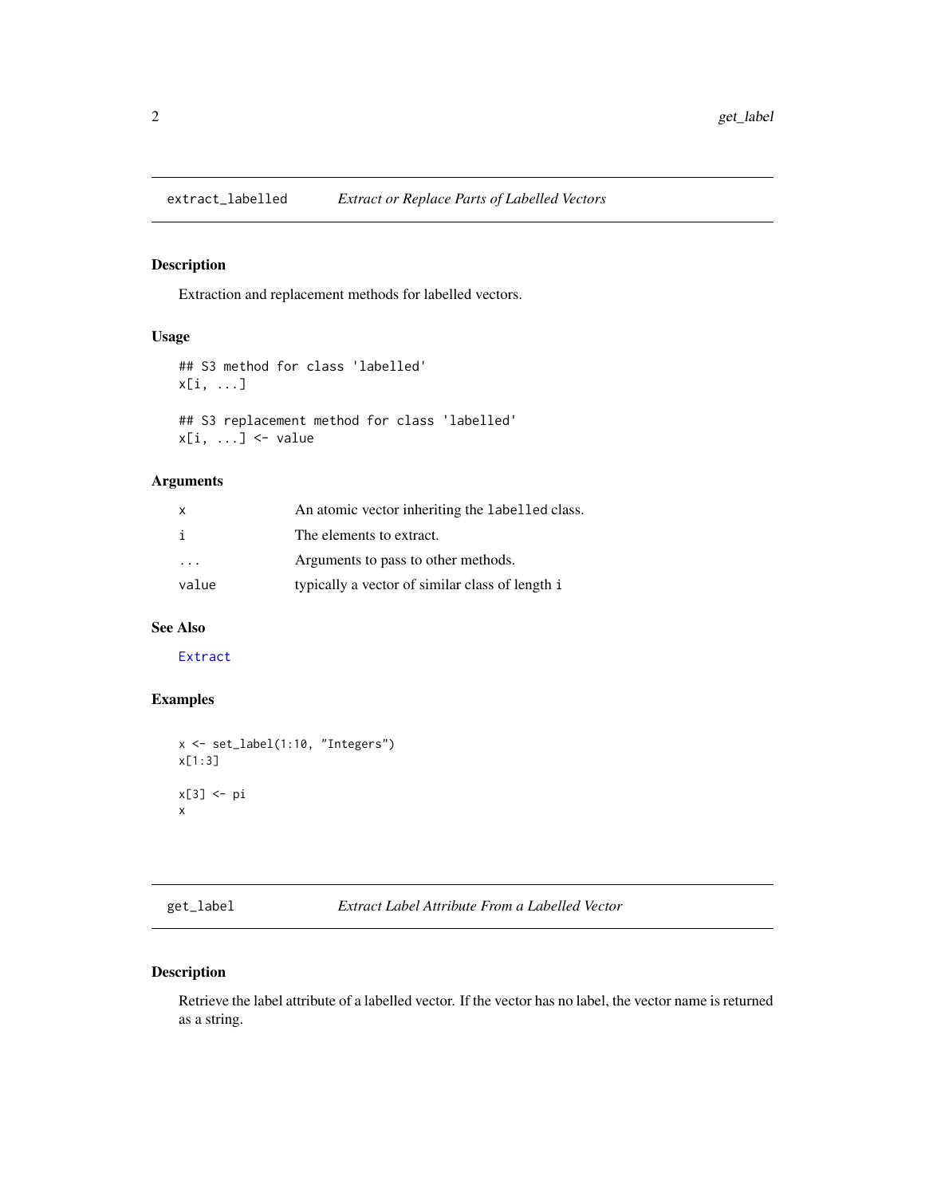## extract_labelled *Extract or Replace Parts of Labelled Vectors*

### Description

Extraction and replacement methods for labelled vectors.

### Usage

```
## S3 method for class 'labelled'
x[i, ...]

## S3 replacement method for class 'labelled'
x[i, ...] <- value
```

### Arguments

| | |
|---|---|
| `x` | An atomic vector inheriting the `labelled` class. |
| `i` | The elements to extract. |
| `...` | Arguments to pass to other methods. |
| `value` | typically a vector of similar class of length `i` |

### See Also

Extract

### Examples

```
x <- set_label(1:10, "Integers")
x[1:3]

x[3] <- pi
x
```

## get_label *Extract Label Attribute From a Labelled Vector*

### Description

Retrieve the label attribute of a labelled vector. If the vector has no label, the vector name is returned as a string.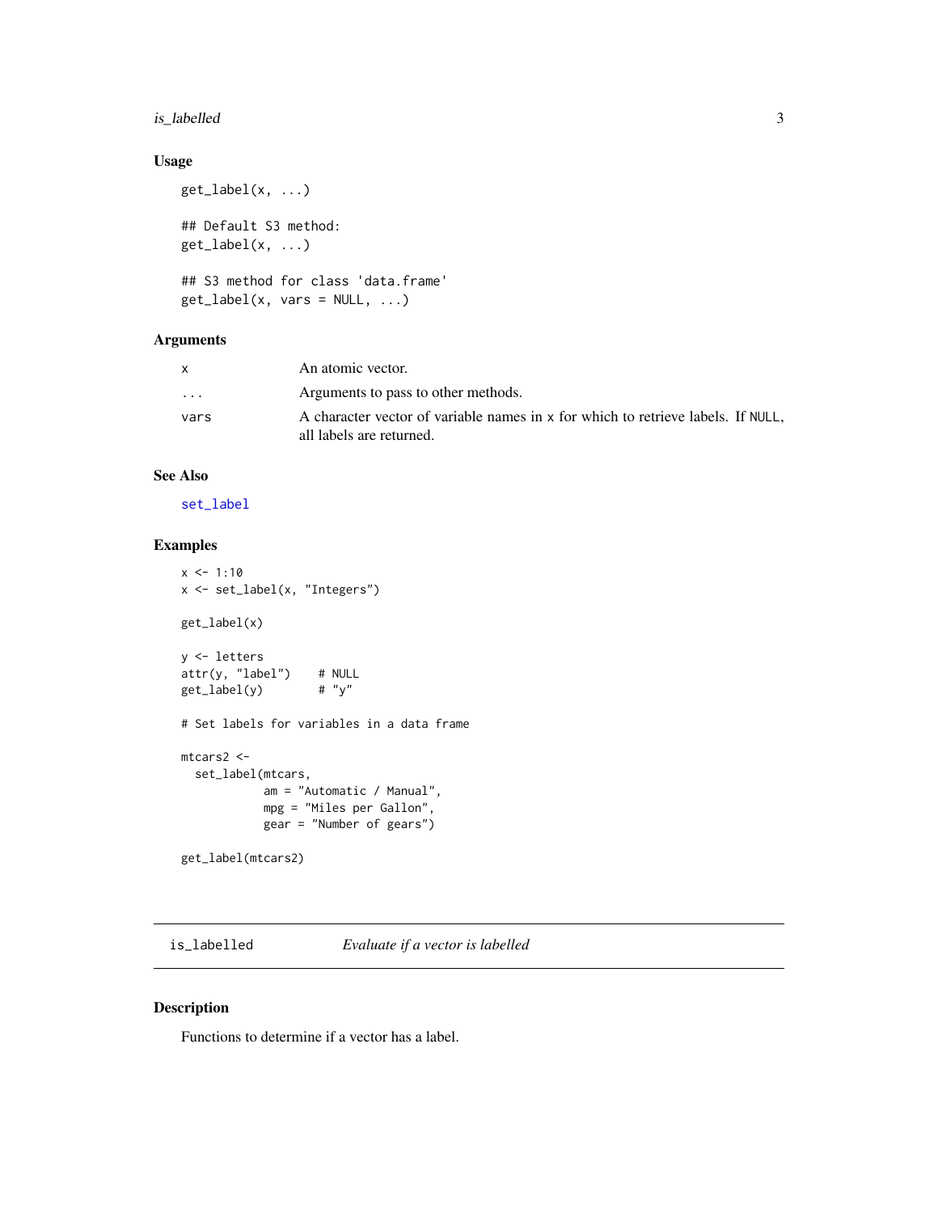## Usage

```
get_label(x, ...)

## Default S3 method:
get_label(x, ...)

## S3 method for class 'data.frame'
get_label(x, vars = NULL, ...)
```

## Arguments

| | |
|---|---|
| `x` | An atomic vector. |
| `...` | Arguments to pass to other methods. |
| `vars` | A character vector of variable names in x for which to retrieve labels. If NULL, all labels are returned. |

## See Also

`set_label`

## Examples

```
x <- 1:10
x <- set_label(x, "Integers")

get_label(x)

y <- letters
attr(y, "label")    # NULL
get_label(y)        # "y"

# Set labels for variables in a data frame

mtcars2 <-
  set_label(mtcars,
            am = "Automatic / Manual",
            mpg = "Miles per Gallon",
            gear = "Number of gears")

get_label(mtcars2)
```

---

# is_labelled    *Evaluate if a vector is labelled*

---

## Description

Functions to determine if a vector has a label.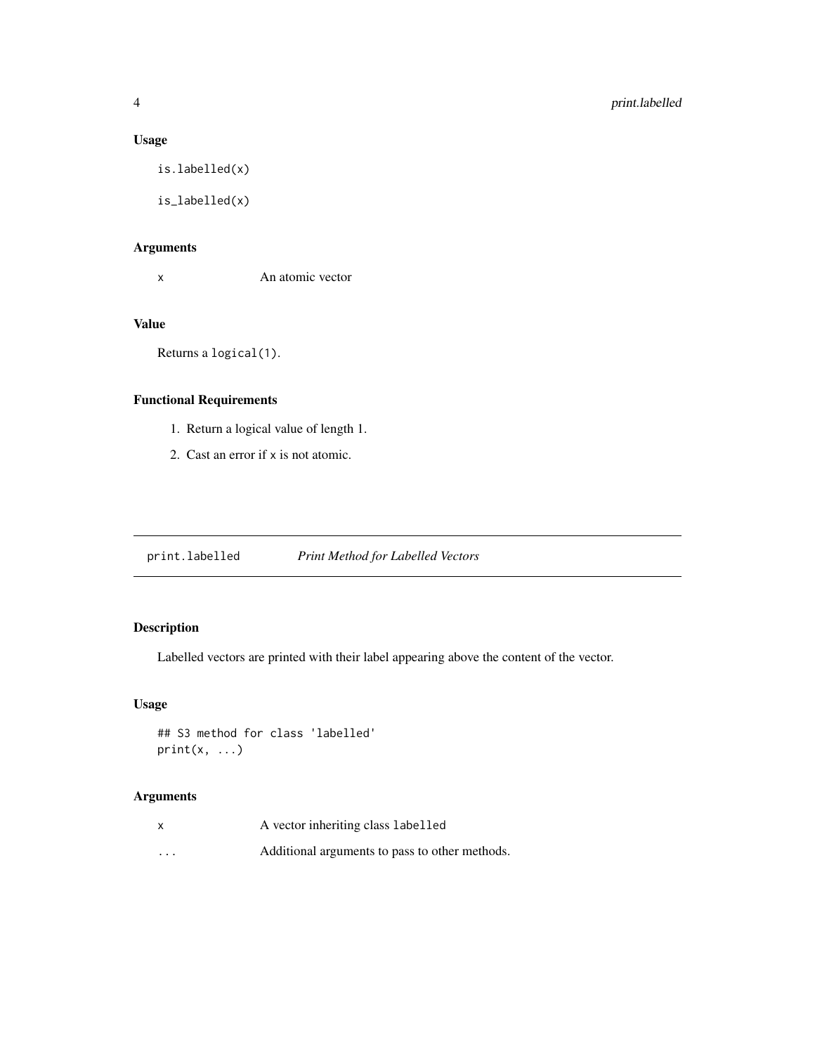### Usage

```
is.labelled(x)

is_labelled(x)
```

### Arguments

| | |
|---|---|
| x | An atomic vector |

### Value

Returns a `logical(1)`.

### Functional Requirements

1. Return a logical value of length 1.
2. Cast an error if `x` is not atomic.

---

## print.labelled — *Print Method for Labelled Vectors*

### Description

Labelled vectors are printed with their label appearing above the content of the vector.

### Usage

```
## S3 method for class 'labelled'
print(x, ...)
```

### Arguments

| | |
|---|---|
| x | A vector inheriting class `labelled` |
| ... | Additional arguments to pass to other methods. |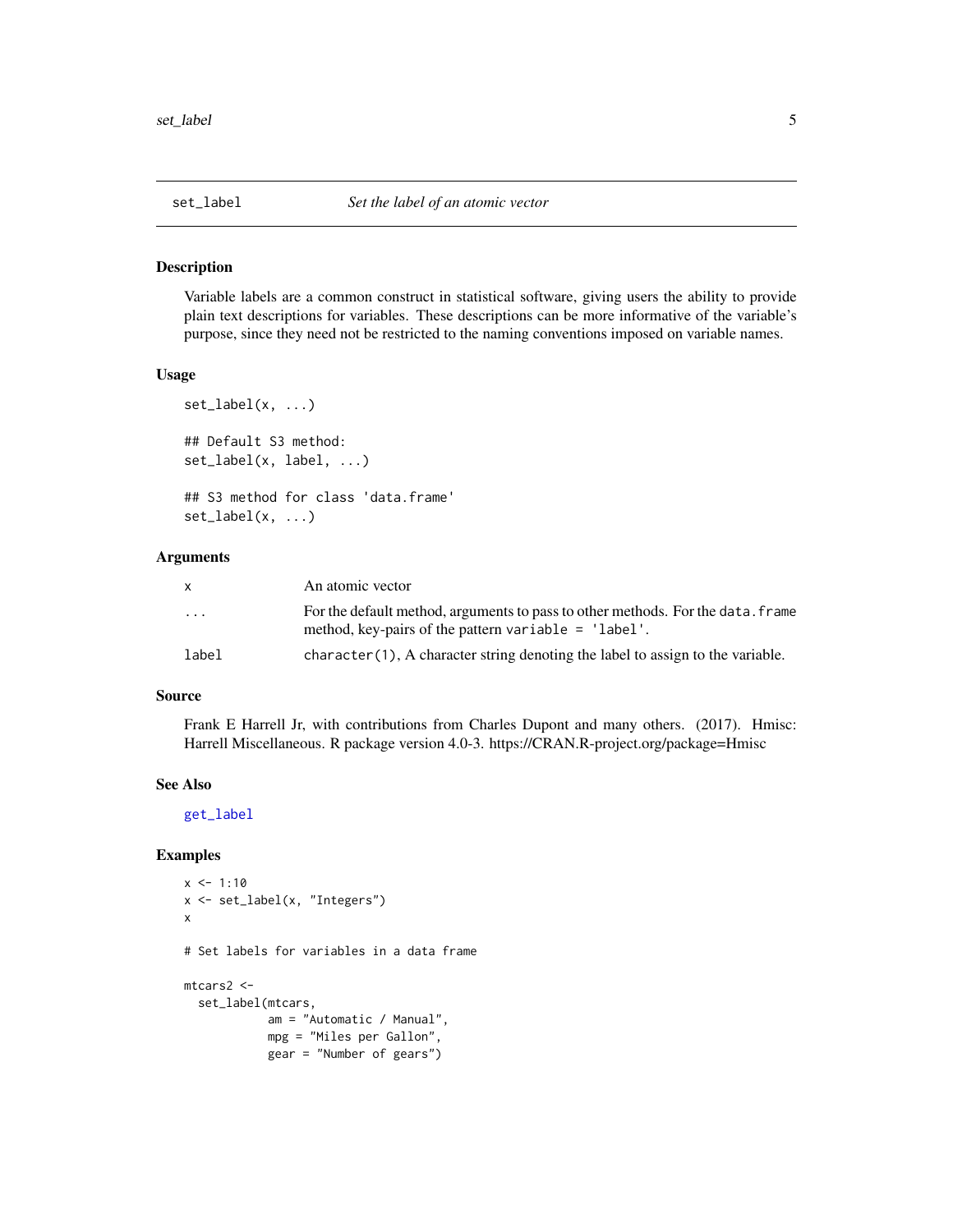## set_label — *Set the label of an atomic vector*

### Description

Variable labels are a common construct in statistical software, giving users the ability to provide plain text descriptions for variables. These descriptions can be more informative of the variable's purpose, since they need not be restricted to the naming conventions imposed on variable names.

### Usage

```
set_label(x, ...)

## Default S3 method:
set_label(x, label, ...)

## S3 method for class 'data.frame'
set_label(x, ...)
```

### Arguments

| | |
|---|---|
| `x` | An atomic vector |
| `...` | For the default method, arguments to pass to other methods. For the `data.frame` method, key-pairs of the pattern `variable = 'label'`. |
| `label` | `character(1)`, A character string denoting the label to assign to the variable. |

### Source

Frank E Harrell Jr, with contributions from Charles Dupont and many others. (2017). Hmisc: Harrell Miscellaneous. R package version 4.0-3. https://CRAN.R-project.org/package=Hmisc

### See Also

`get_label`

### Examples

```
x <- 1:10
x <- set_label(x, "Integers")
x

# Set labels for variables in a data frame

mtcars2 <-
  set_label(mtcars,
            am = "Automatic / Manual",
            mpg = "Miles per Gallon",
            gear = "Number of gears")
```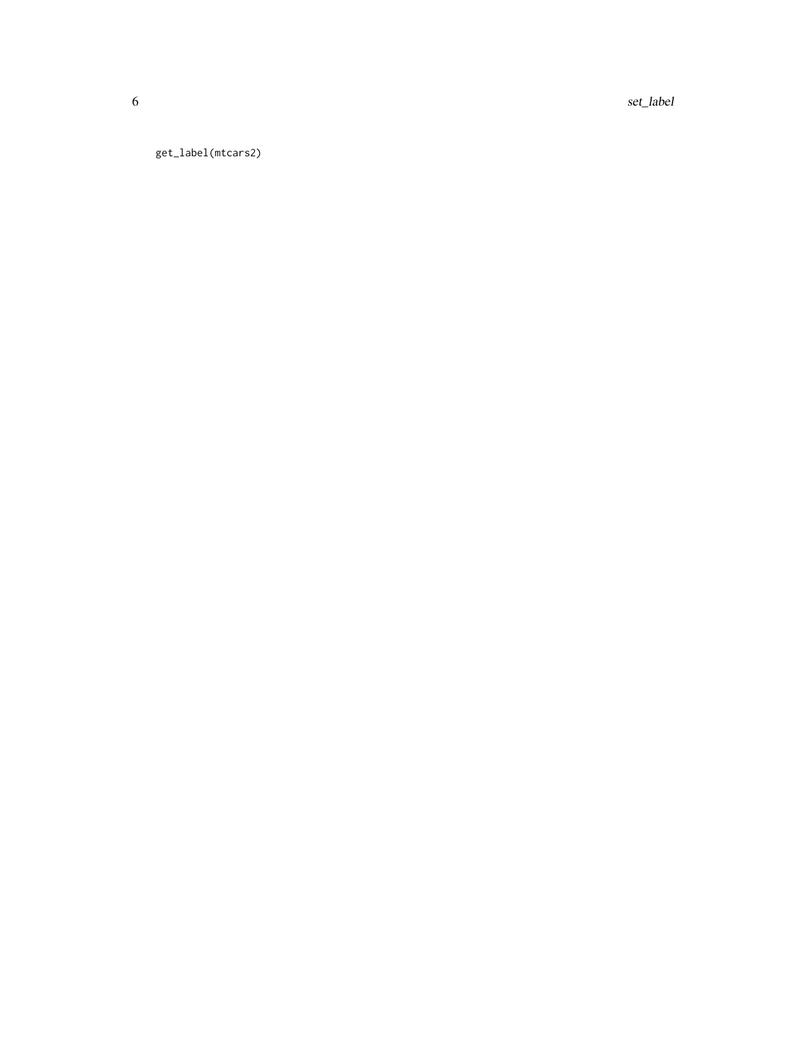```
get_label(mtcars2)
```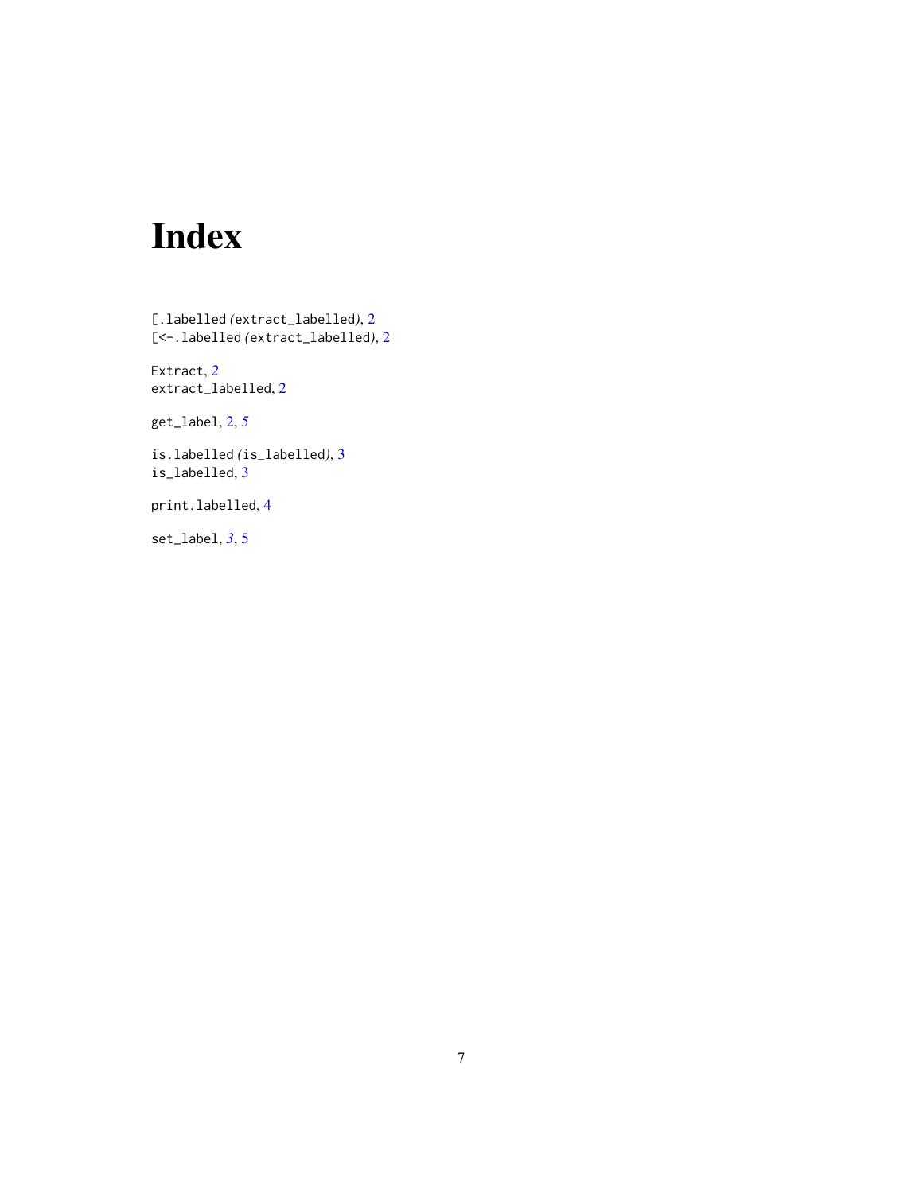# Index

[.labelled (extract_labelled), 2
[<-.labelled (extract_labelled), 2

Extract, *2*
extract_labelled, 2

get_label, 2, *5*

is.labelled (is_labelled), 3
is_labelled, 3

print.labelled, 4

set_label, *3*, 5